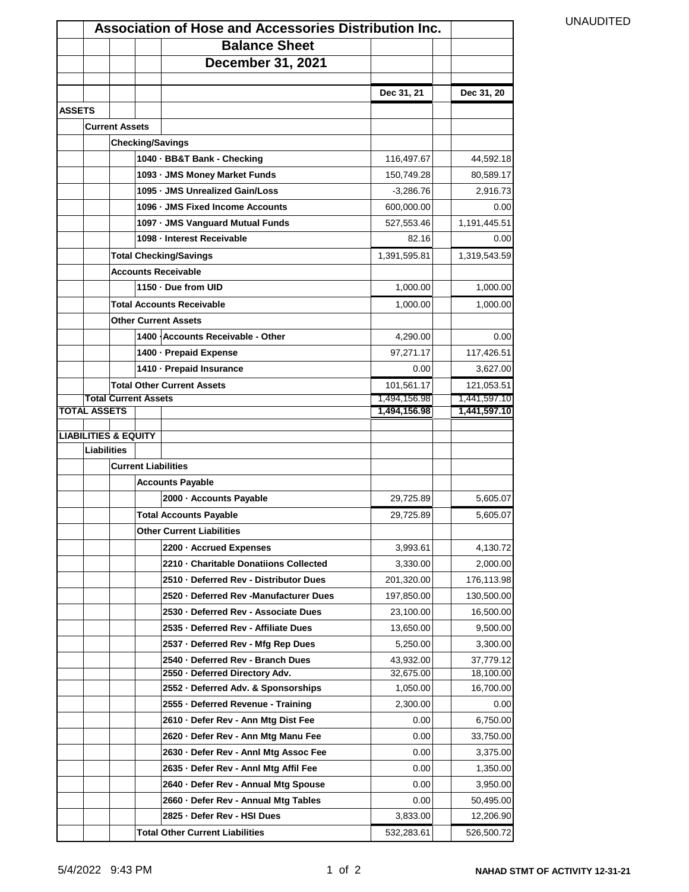UNAUDITED

# Association of Hose and Accessories Distribution Inc.

## Balance Sheet

## December 31, 2021

| | Dec 31, 21 | Dec 31, 20 |
|---|---|---|
| **ASSETS** | | |
| **Current Assets** | | |
| **Checking/Savings** | | |
| 1040 · BB&T Bank - Checking | 116,497.67 | 44,592.18 |
| 1093 · JMS Money Market Funds | 150,749.28 | 80,589.17 |
| 1095 · JMS Unrealized Gain/Loss | -3,286.76 | 2,916.73 |
| 1096 · JMS Fixed Income Accounts | 600,000.00 | 0.00 |
| 1097 · JMS Vanguard Mutual Funds | 527,553.46 | 1,191,445.51 |
| 1098 · Interest Receivable | 82.16 | 0.00 |
| **Total Checking/Savings** | 1,391,595.81 | 1,319,543.59 |
| **Accounts Receivable** | | |
| 1150 · Due from UID | 1,000.00 | 1,000.00 |
| **Total Accounts Receivable** | 1,000.00 | 1,000.00 |
| **Other Current Assets** | | |
| 1400 · Accounts Receivable - Other | 4,290.00 | 0.00 |
| 1400 · Prepaid Expense | 97,271.17 | 117,426.51 |
| 1410 · Prepaid Insurance | 0.00 | 3,627.00 |
| **Total Other Current Assets** | 101,561.17 | 121,053.51 |
| **Total Current Assets** | 1,494,156.98 | 1,441,597.10 |
| **TOTAL ASSETS** | 1,494,156.98 | 1,441,597.10 |
| | | |
| **LIABILITIES & EQUITY** | | |
| **Liabilities** | | |
| **Current Liabilities** | | |
| **Accounts Payable** | | |
| 2000 · Accounts Payable | 29,725.89 | 5,605.07 |
| **Total Accounts Payable** | 29,725.89 | 5,605.07 |
| **Other Current Liabilities** | | |
| 2200 · Accrued Expenses | 3,993.61 | 4,130.72 |
| 2210 · Charitable Donatiions Collected | 3,330.00 | 2,000.00 |
| 2510 · Deferred Rev - Distributor Dues | 201,320.00 | 176,113.98 |
| 2520 · Deferred Rev -Manufacturer Dues | 197,850.00 | 130,500.00 |
| 2530 · Deferred Rev - Associate Dues | 23,100.00 | 16,500.00 |
| 2535 · Deferred Rev - Affiliate Dues | 13,650.00 | 9,500.00 |
| 2537 · Deferred Rev - Mfg Rep Dues | 5,250.00 | 3,300.00 |
| 2540 · Deferred Rev - Branch Dues | 43,932.00 | 37,779.12 |
| 2550 · Deferred Directory Adv. | 32,675.00 | 18,100.00 |
| 2552 · Deferred Adv. & Sponsorships | 1,050.00 | 16,700.00 |
| 2555 · Deferred Revenue - Training | 2,300.00 | 0.00 |
| 2610 · Defer Rev - Ann Mtg Dist Fee | 0.00 | 6,750.00 |
| 2620 · Defer Rev - Ann Mtg Manu Fee | 0.00 | 33,750.00 |
| 2630 · Defer Rev - Annl Mtg Assoc Fee | 0.00 | 3,375.00 |
| 2635 · Defer Rev - Annl Mtg Affil Fee | 0.00 | 1,350.00 |
| 2640 · Defer Rev - Annual Mtg Spouse | 0.00 | 3,950.00 |
| 2660 · Defer Rev - Annual Mtg Tables | 0.00 | 50,495.00 |
| 2825 · Defer Rev - HSI Dues | 3,833.00 | 12,206.90 |
| **Total Other Current Liabilities** | 532,283.61 | 526,500.72 |

5/4/2022 9:43 PM

**NAHAD STMT OF ACTIVITY 12-31-21**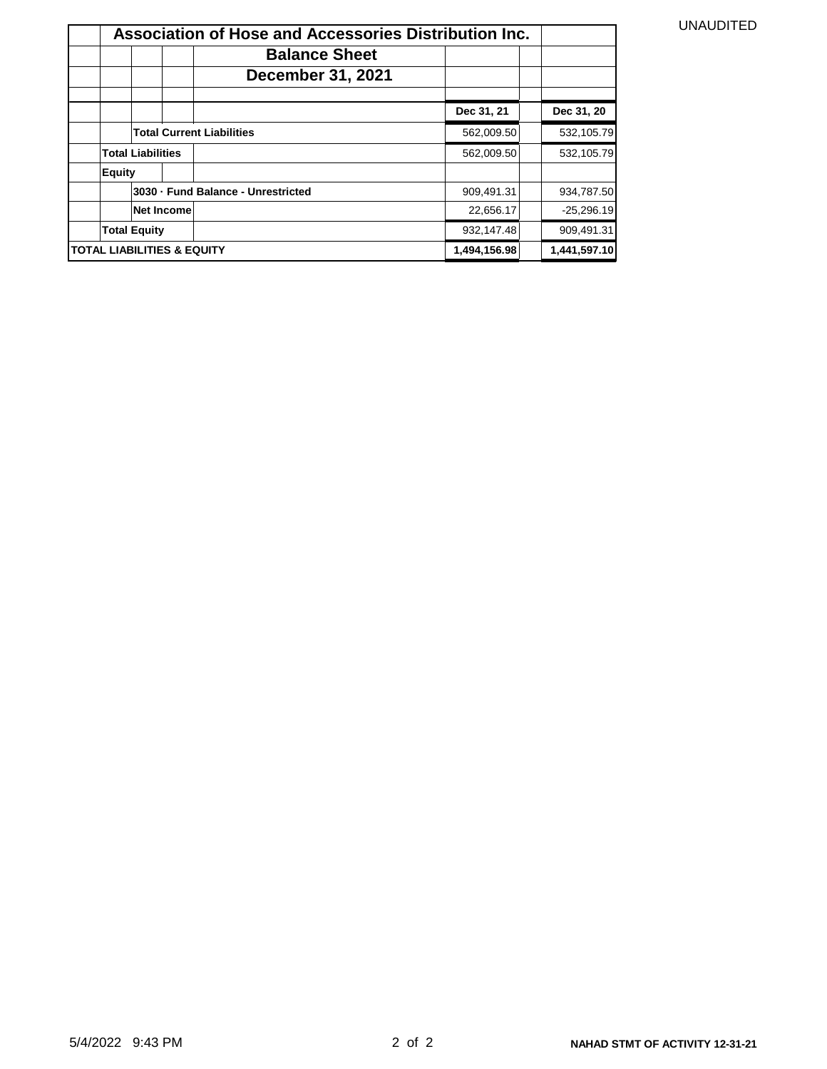UNAUDITED

# Association of Hose and Accessories Distribution Inc.

## Balance Sheet

## December 31, 2021

| | Dec 31, 21 | Dec 31, 20 |
|---|---|---|
| **Total Current Liabilities** | 562,009.50 | 532,105.79 |
| **Total Liabilities** | 562,009.50 | 532,105.79 |
| **Equity** | | |
| **3030 · Fund Balance - Unrestricted** | 909,491.31 | 934,787.50 |
| **Net Income** | 22,656.17 | -25,296.19 |
| **Total Equity** | 932,147.48 | 909,491.31 |
| **TOTAL LIABILITIES & EQUITY** | **1,494,156.98** | **1,441,597.10** |

5/4/2022 9:43 PM

**NAHAD STMT OF ACTIVITY 12-31-21**